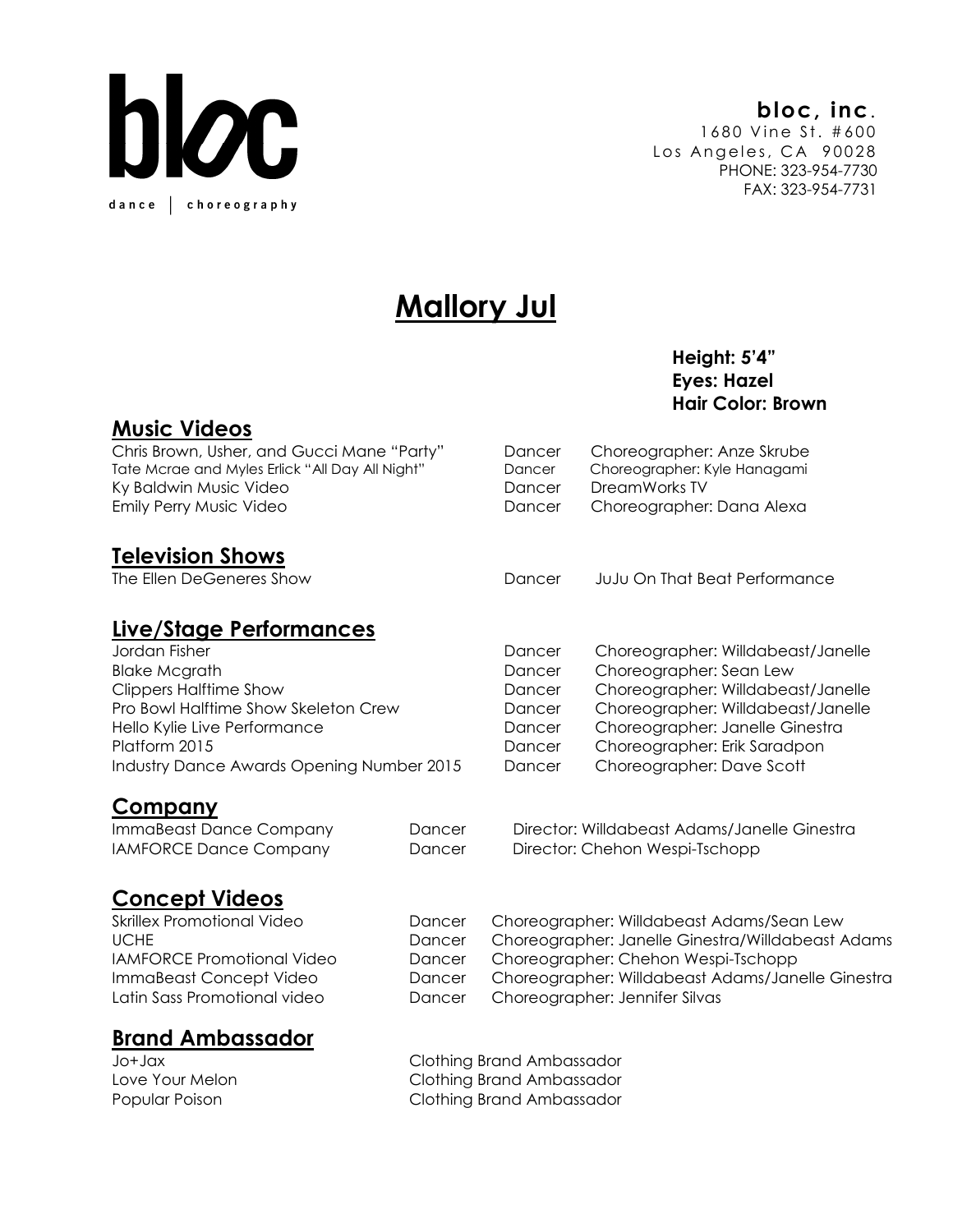**bloc**

dance | choreography

**bloc, inc.**
1680 Vine St. #600
Los Angeles, CA 90028
PHONE: 323-954-7730
FAX: 323-954-7731

# Mallory Jul

**Height: 5'4"**
**Eyes: Hazel**
**Hair Color: Brown**

## Music Videos

| | | |
|---|---|---|
| Chris Brown, Usher, and Gucci Mane "Party" | Dancer | Choreographer: Anze Skrube |
| Tate Mcrae and Myles Erlick "All Day All Night" | Dancer | Choreographer: Kyle Hanagami |
| Ky Baldwin Music Video | Dancer | DreamWorks TV |
| Emily Perry Music Video | Dancer | Choreographer: Dana Alexa |

## Television Shows

| | | |
|---|---|---|
| The Ellen DeGeneres Show | Dancer | JuJu On That Beat Performance |

## Live/Stage Performances

| | | |
|---|---|---|
| Jordan Fisher | Dancer | Choreographer: Willdabeast/Janelle |
| Blake Mcgrath | Dancer | Choreographer: Sean Lew |
| Clippers Halftime Show | Dancer | Choreographer: Willdabeast/Janelle |
| Pro Bowl Halftime Show Skeleton Crew | Dancer | Choreographer: Willdabeast/Janelle |
| Hello Kylie Live Performance | Dancer | Choreographer: Janelle Ginestra |
| Platform 2015 | Dancer | Choreographer: Erik Saradpon |
| Industry Dance Awards Opening Number 2015 | Dancer | Choreographer: Dave Scott |

## Company

| | | |
|---|---|---|
| ImmaBeast Dance Company | Dancer | Director: Willdabeast Adams/Janelle Ginestra |
| IAMFORCE Dance Company | Dancer | Director: Chehon Wespi-Tschopp |

## Concept Videos

| | | |
|---|---|---|
| Skrillex Promotional Video | Dancer | Choreographer: Willdabeast Adams/Sean Lew |
| UCHE | Dancer | Choreographer: Janelle Ginestra/Willdabeast Adams |
| IAMFORCE Promotional Video | Dancer | Choreographer: Chehon Wespi-Tschopp |
| ImmaBeast Concept Video | Dancer | Choreographer: Willdabeast Adams/Janelle Ginestra |
| Latin Sass Promotional video | Dancer | Choreographer: Jennifer Silvas |

## Brand Ambassador

| | |
|---|---|
| Jo+Jax | Clothing Brand Ambassador |
| Love Your Melon | Clothing Brand Ambassador |
| Popular Poison | Clothing Brand Ambassador |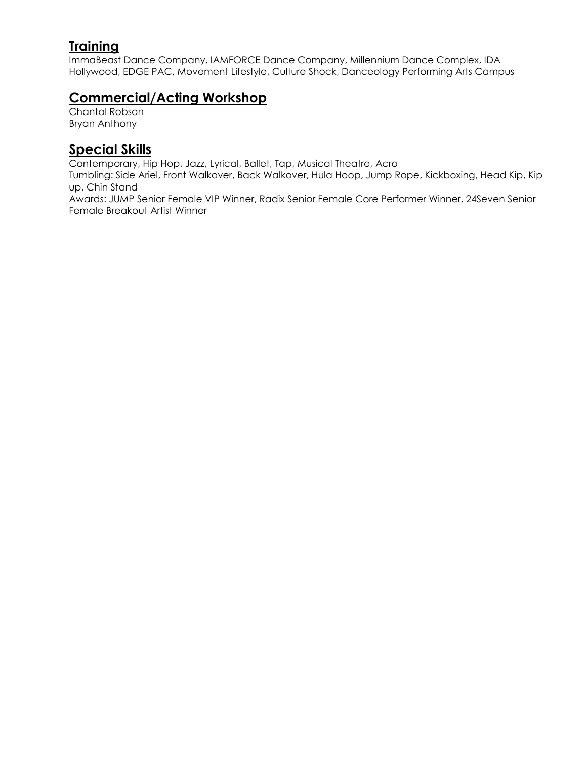## Training

ImmaBeast Dance Company, IAMFORCE Dance Company, Millennium Dance Complex, IDA Hollywood, EDGE PAC, Movement Lifestyle, Culture Shock, Danceology Performing Arts Campus

## Commercial/Acting Workshop

Chantal Robson
Bryan Anthony

## Special Skills

Contemporary, Hip Hop, Jazz, Lyrical, Ballet, Tap, Musical Theatre, Acro
Tumbling: Side Ariel, Front Walkover, Back Walkover, Hula Hoop, Jump Rope, Kickboxing, Head Kip, Kip up, Chin Stand
Awards: JUMP Senior Female VIP Winner, Radix Senior Female Core Performer Winner, 24Seven Senior Female Breakout Artist Winner